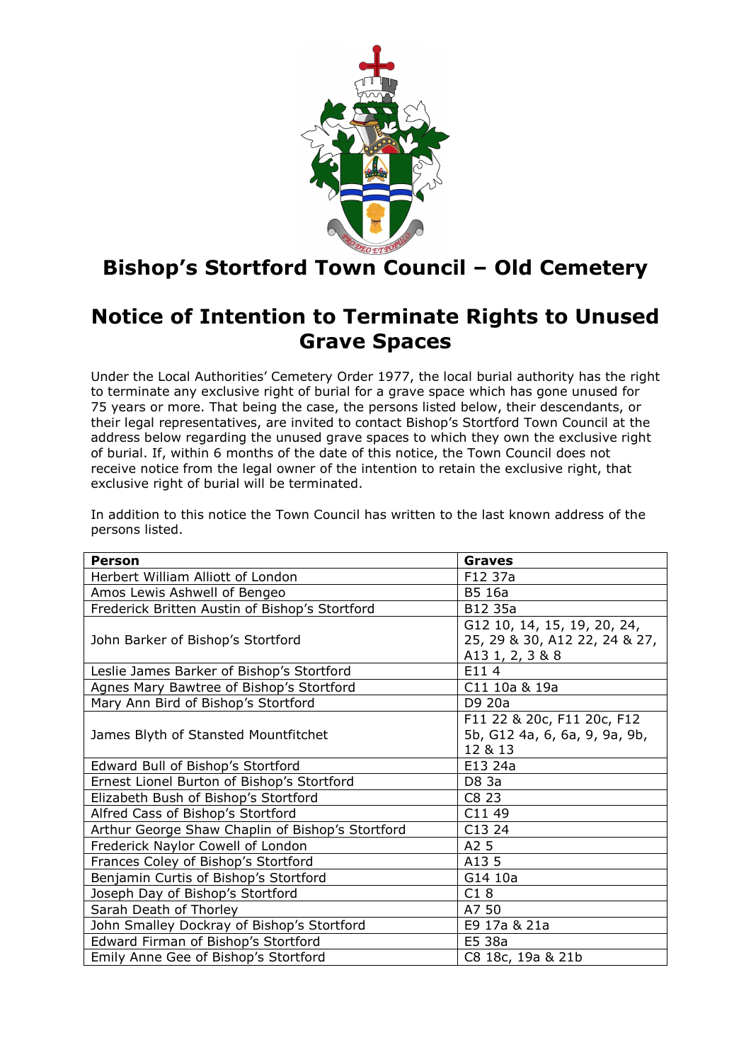# Bishop's Stortford Town Council – Old Cemetery

## Notice of Intention to Terminate Rights to Unused Grave Spaces

Under the Local Authorities' Cemetery Order 1977, the local burial authority has the right to terminate any exclusive right of burial for a grave space which has gone unused for 75 years or more. That being the case, the persons listed below, their descendants, or their legal representatives, are invited to contact Bishop's Stortford Town Council at the address below regarding the unused grave spaces to which they own the exclusive right of burial. If, within 6 months of the date of this notice, the Town Council does not receive notice from the legal owner of the intention to retain the exclusive right, that exclusive right of burial will be terminated.

In addition to this notice the Town Council has written to the last known address of the persons listed.

| Person | Graves |
|---|---|
| Herbert William Alliott of London | F12 37a |
| Amos Lewis Ashwell of Bengeo | B5 16a |
| Frederick Britten Austin of Bishop's Stortford | B12 35a |
| John Barker of Bishop's Stortford | G12 10, 14, 15, 19, 20, 24, 25, 29 & 30, A12 22, 24 & 27, A13 1, 2, 3 & 8 |
| Leslie James Barker of Bishop's Stortford | E11 4 |
| Agnes Mary Bawtree of Bishop's Stortford | C11 10a & 19a |
| Mary Ann Bird of Bishop's Stortford | D9 20a |
| James Blyth of Stansted Mountfitchet | F11 22 & 20c, F11 20c, F12 5b, G12 4a, 6, 6a, 9, 9a, 9b, 12 & 13 |
| Edward Bull of Bishop's Stortford | E13 24a |
| Ernest Lionel Burton of Bishop's Stortford | D8 3a |
| Elizabeth Bush of Bishop's Stortford | C8 23 |
| Alfred Cass of Bishop's Stortford | C11 49 |
| Arthur George Shaw Chaplin of Bishop's Stortford | C13 24 |
| Frederick Naylor Cowell of London | A2 5 |
| Frances Coley of Bishop's Stortford | A13 5 |
| Benjamin Curtis of Bishop's Stortford | G14 10a |
| Joseph Day of Bishop's Stortford | C1 8 |
| Sarah Death of Thorley | A7 50 |
| John Smalley Dockray of Bishop's Stortford | E9 17a & 21a |
| Edward Firman of Bishop's Stortford | E5 38a |
| Emily Anne Gee of Bishop's Stortford | C8 18c, 19a & 21b |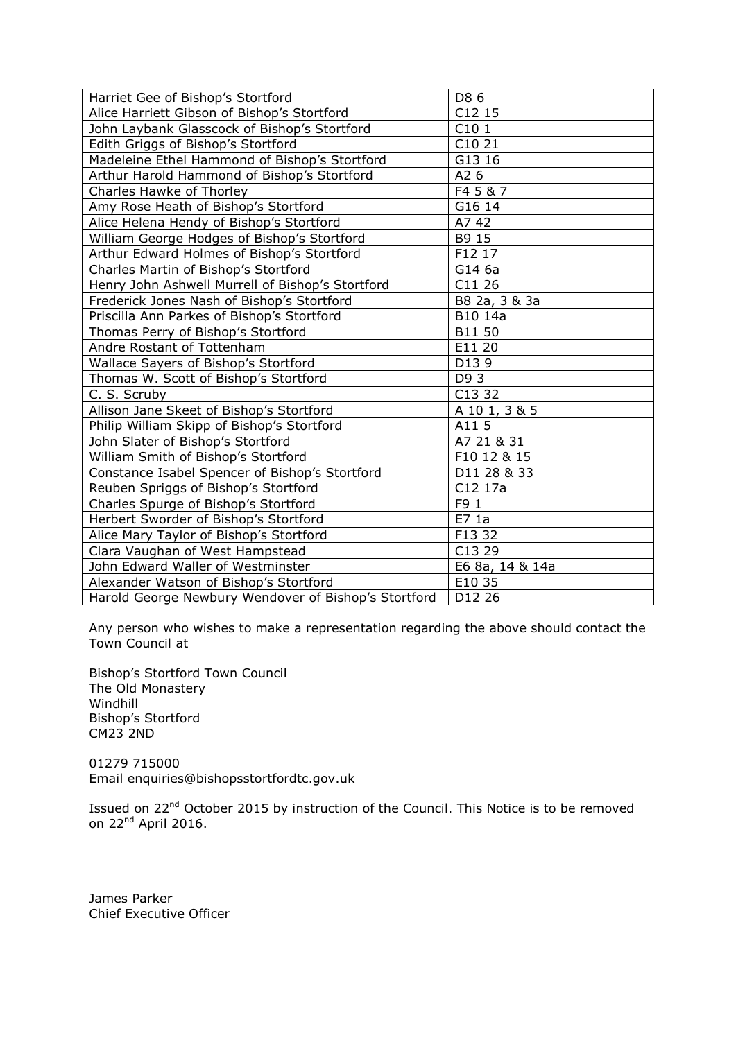| | |
|---|---|
| Harriet Gee of Bishop's Stortford | D8 6 |
| Alice Harriett Gibson of Bishop's Stortford | C12 15 |
| John Laybank Glasscock of Bishop's Stortford | C10 1 |
| Edith Griggs of Bishop's Stortford | C10 21 |
| Madeleine Ethel Hammond of Bishop's Stortford | G13 16 |
| Arthur Harold Hammond of Bishop's Stortford | A2 6 |
| Charles Hawke of Thorley | F4 5 & 7 |
| Amy Rose Heath of Bishop's Stortford | G16 14 |
| Alice Helena Hendy of Bishop's Stortford | A7 42 |
| William George Hodges of Bishop's Stortford | B9 15 |
| Arthur Edward Holmes of Bishop's Stortford | F12 17 |
| Charles Martin of Bishop's Stortford | G14 6a |
| Henry John Ashwell Murrell of Bishop's Stortford | C11 26 |
| Frederick Jones Nash of Bishop's Stortford | B8 2a, 3 & 3a |
| Priscilla Ann Parkes of Bishop's Stortford | B10 14a |
| Thomas Perry of Bishop's Stortford | B11 50 |
| Andre Rostant of Tottenham | E11 20 |
| Wallace Sayers of Bishop's Stortford | D13 9 |
| Thomas W. Scott of Bishop's Stortford | D9 3 |
| C. S. Scruby | C13 32 |
| Allison Jane Skeet of Bishop's Stortford | A 10 1, 3 & 5 |
| Philip William Skipp of Bishop's Stortford | A11 5 |
| John Slater of Bishop's Stortford | A7 21 & 31 |
| William Smith of Bishop's Stortford | F10 12 & 15 |
| Constance Isabel Spencer of Bishop's Stortford | D11 28 & 33 |
| Reuben Spriggs of Bishop's Stortford | C12 17a |
| Charles Spurge of Bishop's Stortford | F9 1 |
| Herbert Sworder of Bishop's Stortford | E7 1a |
| Alice Mary Taylor of Bishop's Stortford | F13 32 |
| Clara Vaughan of West Hampstead | C13 29 |
| John Edward Waller of Westminster | E6 8a, 14 & 14a |
| Alexander Watson of Bishop's Stortford | E10 35 |
| Harold George Newbury Wendover of Bishop's Stortford | D12 26 |

Any person who wishes to make a representation regarding the above should contact the Town Council at

Bishop's Stortford Town Council
The Old Monastery
Windhill
Bishop's Stortford
CM23 2ND

01279 715000
Email enquiries@bishopsstortfordtc.gov.uk

Issued on 22nd October 2015 by instruction of the Council. This Notice is to be removed on 22nd April 2016.

James Parker
Chief Executive Officer